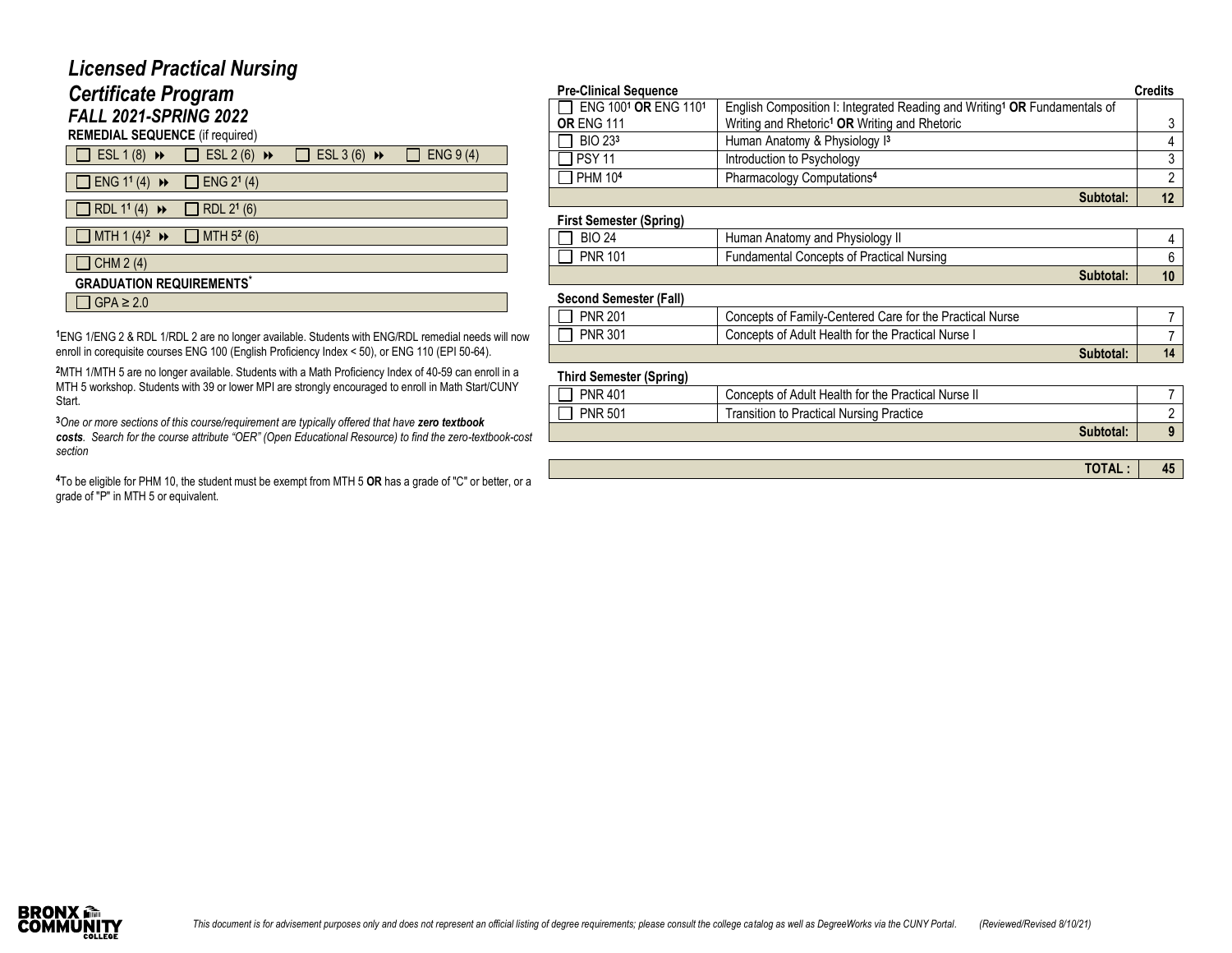# *Licensed Practical Nursing Certificate Program*

## *FALL 2021-SPRING 2022*

**REMEDIAL SEQUENCE** (if required)

| | | | |
|---|---|---|---|
| ☐ ESL 1 (8) ⏩ | ☐ ESL 2 (6) ⏩ | ☐ ESL 3 (6) ⏩ | ☐ ENG 9 (4) |
| ☐ ENG 1[1] (4) ⏩ | ☐ ENG 2[1] (4) | | |
| ☐ RDL 1[1] (4) ⏩ | ☐ RDL 2[1] (6) | | |
| ☐ MTH 1 (4)[2] ⏩ | ☐ MTH 5[2] (6) | | |
| ☐ CHM 2 (4) | | | |

**GRADUATION REQUIREMENTS***

| |
|---|
| ☐ GPA ≥ 2.0 |

[1]ENG 1/ENG 2 & RDL 1/RDL 2 are no longer available. Students with ENG/RDL remedial needs will now enroll in corequisite courses ENG 100 (English Proficiency Index < 50), or ENG 110 (EPI 50-64).

[2]MTH 1/MTH 5 are no longer available. Students with a Math Proficiency Index of 40-59 can enroll in a MTH 5 workshop. Students with 39 or lower MPI are strongly encouraged to enroll in Math Start/CUNY Start.

[3]*One or more sections of this course/requirement are typically offered that have **zero textbook costs**. Search for the course attribute "OER" (Open Educational Resource) to find the zero-textbook-cost section*

[4]To be eligible for PHM 10, the student must be exempt from MTH 5 **OR** has a grade of "C" or better, or a grade of "P" in MTH 5 or equivalent.

| **Pre-Clinical Sequence** | | **Credits** |
|---|---|---|
| ☐ ENG 100[1] **OR** ENG 110[1] **OR** ENG 111 | English Composition I: Integrated Reading and Writing[1] **OR** Fundamentals of Writing and Rhetoric[1] **OR** Writing and Rhetoric | 3 |
| ☐ BIO 23[3] | Human Anatomy & Physiology I[3] | 4 |
| ☐ PSY 11 | Introduction to Psychology | 3 |
| ☐ PHM 10[4] | Pharmacology Computations[4] | 2 |
| | **Subtotal:** | **12** |
| **First Semester (Spring)** | | |
| ☐ BIO 24 | Human Anatomy and Physiology II | 4 |
| ☐ PNR 101 | Fundamental Concepts of Practical Nursing | 6 |
| | **Subtotal:** | **10** |
| **Second Semester (Fall)** | | |
| ☐ PNR 201 | Concepts of Family-Centered Care for the Practical Nurse | 7 |
| ☐ PNR 301 | Concepts of Adult Health for the Practical Nurse I | 7 |
| | **Subtotal:** | **14** |
| **Third Semester (Spring)** | | |
| ☐ PNR 401 | Concepts of Adult Health for the Practical Nurse II | 7 |
| ☐ PNR 501 | Transition to Practical Nursing Practice | 2 |
| | **Subtotal:** | **9** |
| | **TOTAL :** | **45** |

*This document is for advisement purposes only and does not represent an official listing of degree requirements; please consult the college catalog as well as DegreeWorks via the CUNY Portal. (Reviewed/Revised 8/10/21)*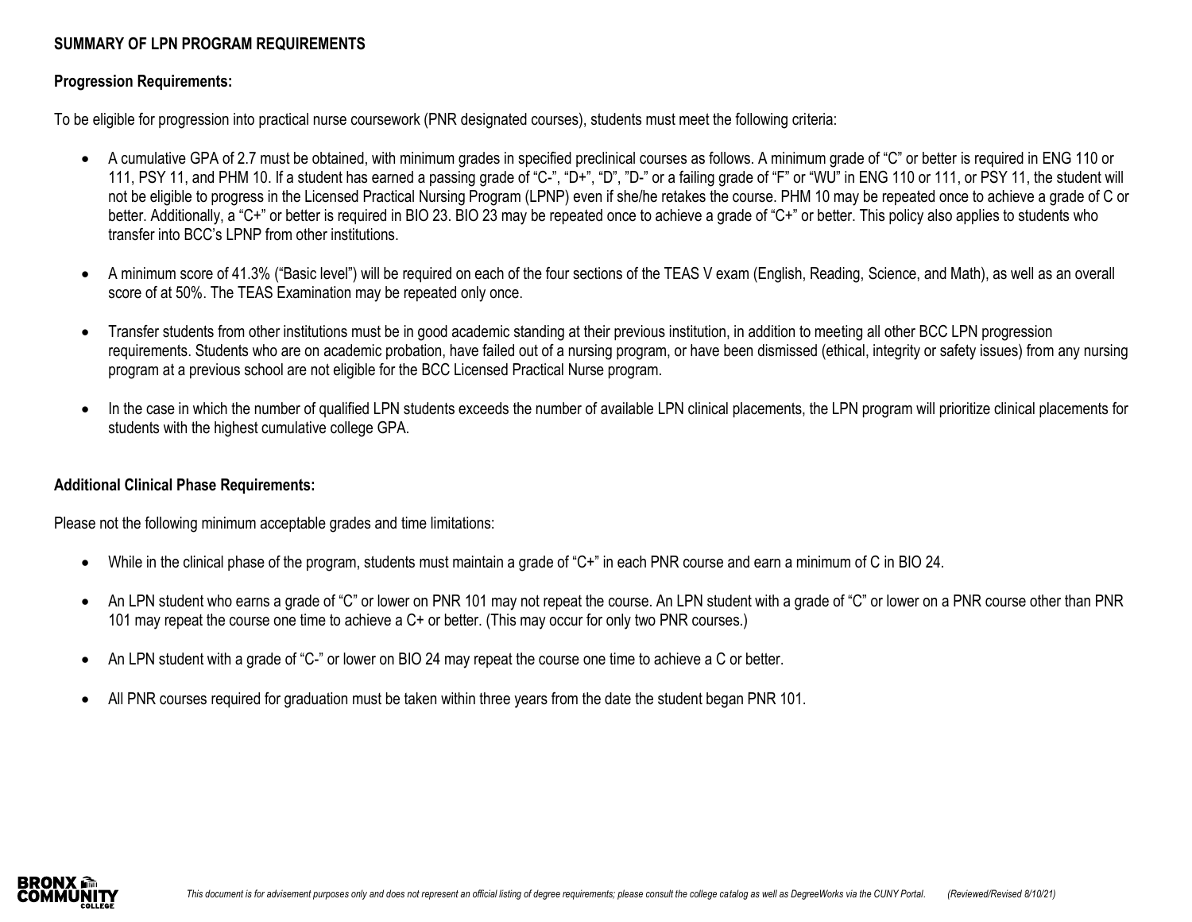**SUMMARY OF LPN PROGRAM REQUIREMENTS**

**Progression Requirements:**

To be eligible for progression into practical nurse coursework (PNR designated courses), students must meet the following criteria:

- A cumulative GPA of 2.7 must be obtained, with minimum grades in specified preclinical courses as follows. A minimum grade of "C" or better is required in ENG 110 or 111, PSY 11, and PHM 10. If a student has earned a passing grade of "C-", "D+", "D", "D-" or a failing grade of "F" or "WU" in ENG 110 or 111, or PSY 11, the student will not be eligible to progress in the Licensed Practical Nursing Program (LPNP) even if she/he retakes the course. PHM 10 may be repeated once to achieve a grade of C or better. Additionally, a "C+" or better is required in BIO 23. BIO 23 may be repeated once to achieve a grade of "C+" or better. This policy also applies to students who transfer into BCC's LPNP from other institutions.

- A minimum score of 41.3% ("Basic level") will be required on each of the four sections of the TEAS V exam (English, Reading, Science, and Math), as well as an overall score of at 50%. The TEAS Examination may be repeated only once.

- Transfer students from other institutions must be in good academic standing at their previous institution, in addition to meeting all other BCC LPN progression requirements. Students who are on academic probation, have failed out of a nursing program, or have been dismissed (ethical, integrity or safety issues) from any nursing program at a previous school are not eligible for the BCC Licensed Practical Nurse program.

- In the case in which the number of qualified LPN students exceeds the number of available LPN clinical placements, the LPN program will prioritize clinical placements for students with the highest cumulative college GPA.

**Additional Clinical Phase Requirements:**

Please not the following minimum acceptable grades and time limitations:

- While in the clinical phase of the program, students must maintain a grade of "C+" in each PNR course and earn a minimum of C in BIO 24.

- An LPN student who earns a grade of "C" or lower on PNR 101 may not repeat the course. An LPN student with a grade of "C" or lower on a PNR course other than PNR 101 may repeat the course one time to achieve a C+ or better. (This may occur for only two PNR courses.)

- An LPN student with a grade of "C-" or lower on BIO 24 may repeat the course one time to achieve a C or better.

- All PNR courses required for graduation must be taken within three years from the date the student began PNR 101.

*This document is for advisement purposes only and does not represent an official listing of degree requirements; please consult the college catalog as well as DegreeWorks via the CUNY Portal. (Reviewed/Revised 8/10/21)*